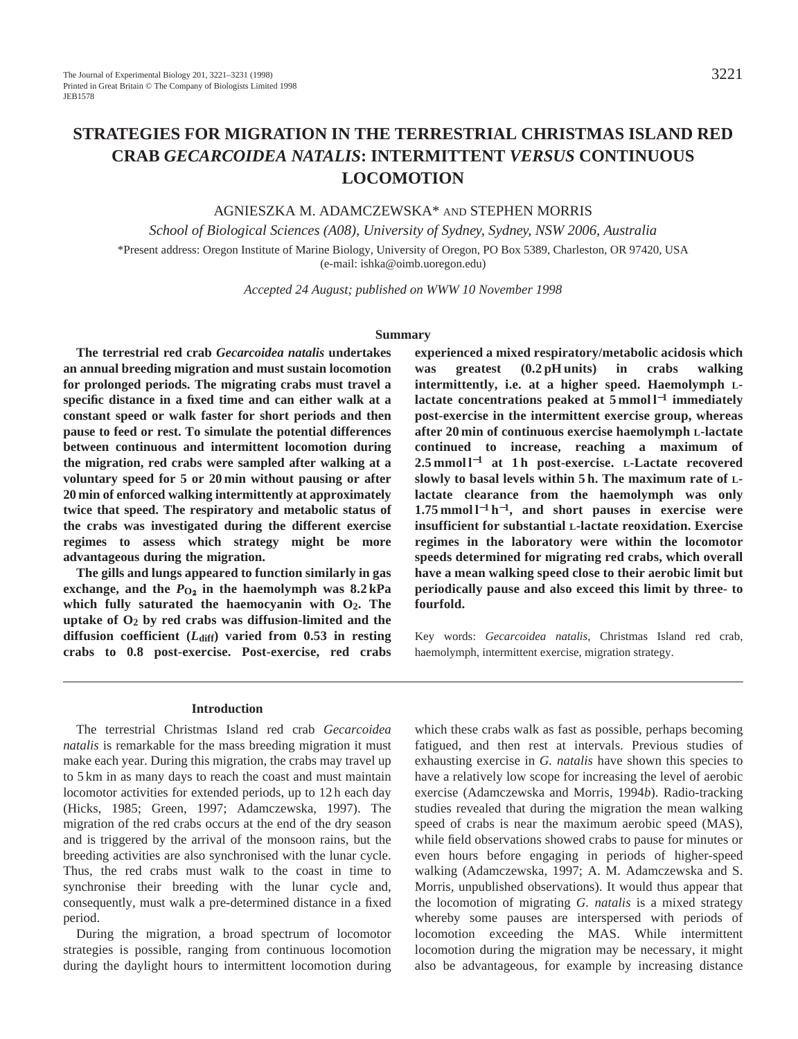# STRATEGIES FOR MIGRATION IN THE TERRESTRIAL CHRISTMAS ISLAND RED CRAB *GECARCOIDEA NATALIS*: INTERMITTENT *VERSUS* CONTINUOUS LOCOMOTION

AGNIESZKA M. ADAMCZEWSKA* AND STEPHEN MORRIS

*School of Biological Sciences (A08), University of Sydney, Sydney, NSW 2006, Australia*

*Present address: Oregon Institute of Marine Biology, University of Oregon, PO Box 5389, Charleston, OR 97420, USA (e-mail: ishka@oimb.uoregon.edu)

*Accepted 24 August; published on WWW 10 November 1998*

## Summary

**The terrestrial red crab *Gecarcoidea natalis* undertakes an annual breeding migration and must sustain locomotion for prolonged periods. The migrating crabs must travel a specific distance in a fixed time and can either walk at a constant speed or walk faster for short periods and then pause to feed or rest. To simulate the potential differences between continuous and intermittent locomotion during the migration, red crabs were sampled after walking at a voluntary speed for 5 or 20 min without pausing or after 20 min of enforced walking intermittently at approximately twice that speed. The respiratory and metabolic status of the crabs was investigated during the different exercise regimes to assess which strategy might be more advantageous during the migration.**

**The gills and lungs appeared to function similarly in gas exchange, and the $P_{O_2}$ in the haemolymph was 8.2 kPa which fully saturated the haemocyanin with $O_2$. The uptake of $O_2$ by red crabs was diffusion-limited and the diffusion coefficient ($L_{diff}$) varied from 0.53 in resting crabs to 0.8 post-exercise. Post-exercise, red crabs experienced a mixed respiratory/metabolic acidosis which was greatest (0.2 pH units) in crabs walking intermittently, i.e. at a higher speed. Haemolymph L-lactate concentrations peaked at 5 mmol l$^{-1}$ immediately post-exercise in the intermittent exercise group, whereas after 20 min of continuous exercise haemolymph L-lactate continued to increase, reaching a maximum of 2.5 mmol l$^{-1}$ at 1 h post-exercise. L-Lactate recovered slowly to basal levels within 5 h. The maximum rate of L-lactate clearance from the haemolymph was only 1.75 mmol l$^{-1}$ h$^{-1}$, and short pauses in exercise were insufficient for substantial L-lactate reoxidation. Exercise regimes in the laboratory were within the locomotor speeds determined for migrating red crabs, which overall have a mean walking speed close to their aerobic limit but periodically pause and also exceed this limit by three- to fourfold.**

Key words: *Gecarcoidea natalis*, Christmas Island red crab, haemolymph, intermittent exercise, migration strategy.

## Introduction

The terrestrial Christmas Island red crab *Gecarcoidea natalis* is remarkable for the mass breeding migration it must make each year. During this migration, the crabs may travel up to 5 km in as many days to reach the coast and must maintain locomotor activities for extended periods, up to 12 h each day (Hicks, 1985; Green, 1997; Adamczewska, 1997). The migration of the red crabs occurs at the end of the dry season and is triggered by the arrival of the monsoon rains, but the breeding activities are also synchronised with the lunar cycle. Thus, the red crabs must walk to the coast in time to synchronise their breeding with the lunar cycle and, consequently, must walk a pre-determined distance in a fixed period.

During the migration, a broad spectrum of locomotor strategies is possible, ranging from continuous locomotion during the daylight hours to intermittent locomotion during which these crabs walk as fast as possible, perhaps becoming fatigued, and then rest at intervals. Previous studies of exhausting exercise in *G. natalis* have shown this species to have a relatively low scope for increasing the level of aerobic exercise (Adamczewska and Morris, 1994*b*). Radio-tracking studies revealed that during the migration the mean walking speed of crabs is near the maximum aerobic speed (MAS), while field observations showed crabs to pause for minutes or even hours before engaging in periods of higher-speed walking (Adamczewska, 1997; A. M. Adamczewska and S. Morris, unpublished observations). It would thus appear that the locomotion of migrating *G. natalis* is a mixed strategy whereby some pauses are interspersed with periods of locomotion exceeding the MAS. While intermittent locomotion during the migration may be necessary, it might also be advantageous, for example by increasing distance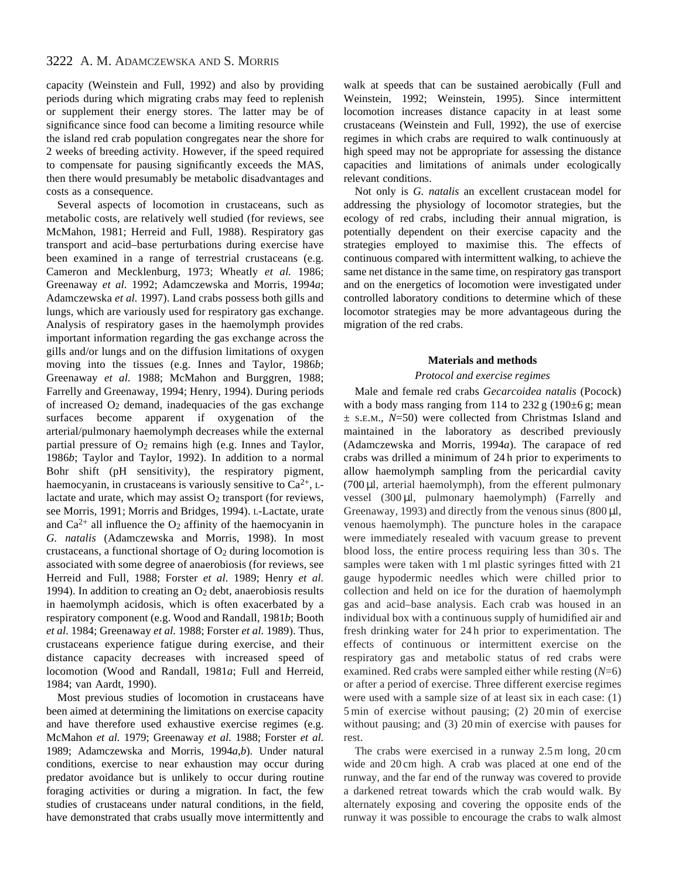capacity (Weinstein and Full, 1992) and also by providing periods during which migrating crabs may feed to replenish or supplement their energy stores. The latter may be of significance since food can become a limiting resource while the island red crab population congregates near the shore for 2 weeks of breeding activity. However, if the speed required to compensate for pausing significantly exceeds the MAS, then there would presumably be metabolic disadvantages and costs as a consequence.

Several aspects of locomotion in crustaceans, such as metabolic costs, are relatively well studied (for reviews, see McMahon, 1981; Herreid and Full, 1988). Respiratory gas transport and acid–base perturbations during exercise have been examined in a range of terrestrial crustaceans (e.g. Cameron and Mecklenburg, 1973; Wheatly *et al.* 1986; Greenaway *et al.* 1992; Adamczewska and Morris, 1994*a*; Adamczewska *et al.* 1997). Land crabs possess both gills and lungs, which are variously used for respiratory gas exchange. Analysis of respiratory gases in the haemolymph provides important information regarding the gas exchange across the gills and/or lungs and on the diffusion limitations of oxygen moving into the tissues (e.g. Innes and Taylor, 1986*b*; Greenaway *et al.* 1988; McMahon and Burggren, 1988; Farrelly and Greenaway, 1994; Henry, 1994). During periods of increased $O_2$ demand, inadequacies of the gas exchange surfaces become apparent if oxygenation of the arterial/pulmonary haemolymph decreases while the external partial pressure of $O_2$ remains high (e.g. Innes and Taylor, 1986*b*; Taylor and Taylor, 1992). In addition to a normal Bohr shift (pH sensitivity), the respiratory pigment, haemocyanin, in crustaceans is variously sensitive to $Ca^{2+}$, L-lactate and urate, which may assist $O_2$ transport (for reviews, see Morris, 1991; Morris and Bridges, 1994). L-Lactate, urate and $Ca^{2+}$ all influence the $O_2$ affinity of the haemocyanin in *G. natalis* (Adamczewska and Morris, 1998). In most crustaceans, a functional shortage of $O_2$ during locomotion is associated with some degree of anaerobiosis (for reviews, see Herreid and Full, 1988; Forster *et al.* 1989; Henry *et al.* 1994). In addition to creating an $O_2$ debt, anaerobiosis results in haemolymph acidosis, which is often exacerbated by a respiratory component (e.g. Wood and Randall, 1981*b*; Booth *et al.* 1984; Greenaway *et al.* 1988; Forster *et al.* 1989). Thus, crustaceans experience fatigue during exercise, and their distance capacity decreases with increased speed of locomotion (Wood and Randall, 1981*a*; Full and Herreid, 1984; van Aardt, 1990).

Most previous studies of locomotion in crustaceans have been aimed at determining the limitations on exercise capacity and have therefore used exhaustive exercise regimes (e.g. McMahon *et al.* 1979; Greenaway *et al.* 1988; Forster *et al.* 1989; Adamczewska and Morris, 1994*a*,*b*). Under natural conditions, exercise to near exhaustion may occur during predator avoidance but is unlikely to occur during routine foraging activities or during a migration. In fact, the few studies of crustaceans under natural conditions, in the field, have demonstrated that crabs usually move intermittently and walk at speeds that can be sustained aerobically (Full and Weinstein, 1992; Weinstein, 1995). Since intermittent locomotion increases distance capacity in at least some crustaceans (Weinstein and Full, 1992), the use of exercise regimes in which crabs are required to walk continuously at high speed may not be appropriate for assessing the distance capacities and limitations of animals under ecologically relevant conditions.

Not only is *G. natalis* an excellent crustacean model for addressing the physiology of locomotor strategies, but the ecology of red crabs, including their annual migration, is potentially dependent on their exercise capacity and the strategies employed to maximise this. The effects of continuous compared with intermittent walking, to achieve the same net distance in the same time, on respiratory gas transport and on the energetics of locomotion were investigated under controlled laboratory conditions to determine which of these locomotor strategies may be more advantageous during the migration of the red crabs.

## Materials and methods

### *Protocol and exercise regimes*

Male and female red crabs *Gecarcoidea natalis* (Pocock) with a body mass ranging from 114 to 232 g (190±6 g; mean ± S.E.M., $N$=50) were collected from Christmas Island and maintained in the laboratory as described previously (Adamczewska and Morris, 1994*a*). The carapace of red crabs was drilled a minimum of 24 h prior to experiments to allow haemolymph sampling from the pericardial cavity (700 µl, arterial haemolymph), from the efferent pulmonary vessel (300 µl, pulmonary haemolymph) (Farrelly and Greenaway, 1993) and directly from the venous sinus (800 µl, venous haemolymph). The puncture holes in the carapace were immediately resealed with vacuum grease to prevent blood loss, the entire process requiring less than 30 s. The samples were taken with 1 ml plastic syringes fitted with 21 gauge hypodermic needles which were chilled prior to collection and held on ice for the duration of haemolymph gas and acid–base analysis. Each crab was housed in an individual box with a continuous supply of humidified air and fresh drinking water for 24 h prior to experimentation. The effects of continuous or intermittent exercise on the respiratory gas and metabolic status of red crabs were examined. Red crabs were sampled either while resting ($N$=6) or after a period of exercise. Three different exercise regimes were used with a sample size of at least six in each case: (1) 5 min of exercise without pausing; (2) 20 min of exercise without pausing; and (3) 20 min of exercise with pauses for rest.

The crabs were exercised in a runway 2.5 m long, 20 cm wide and 20 cm high. A crab was placed at one end of the runway, and the far end of the runway was covered to provide a darkened retreat towards which the crab would walk. By alternately exposing and covering the opposite ends of the runway it was possible to encourage the crabs to walk almost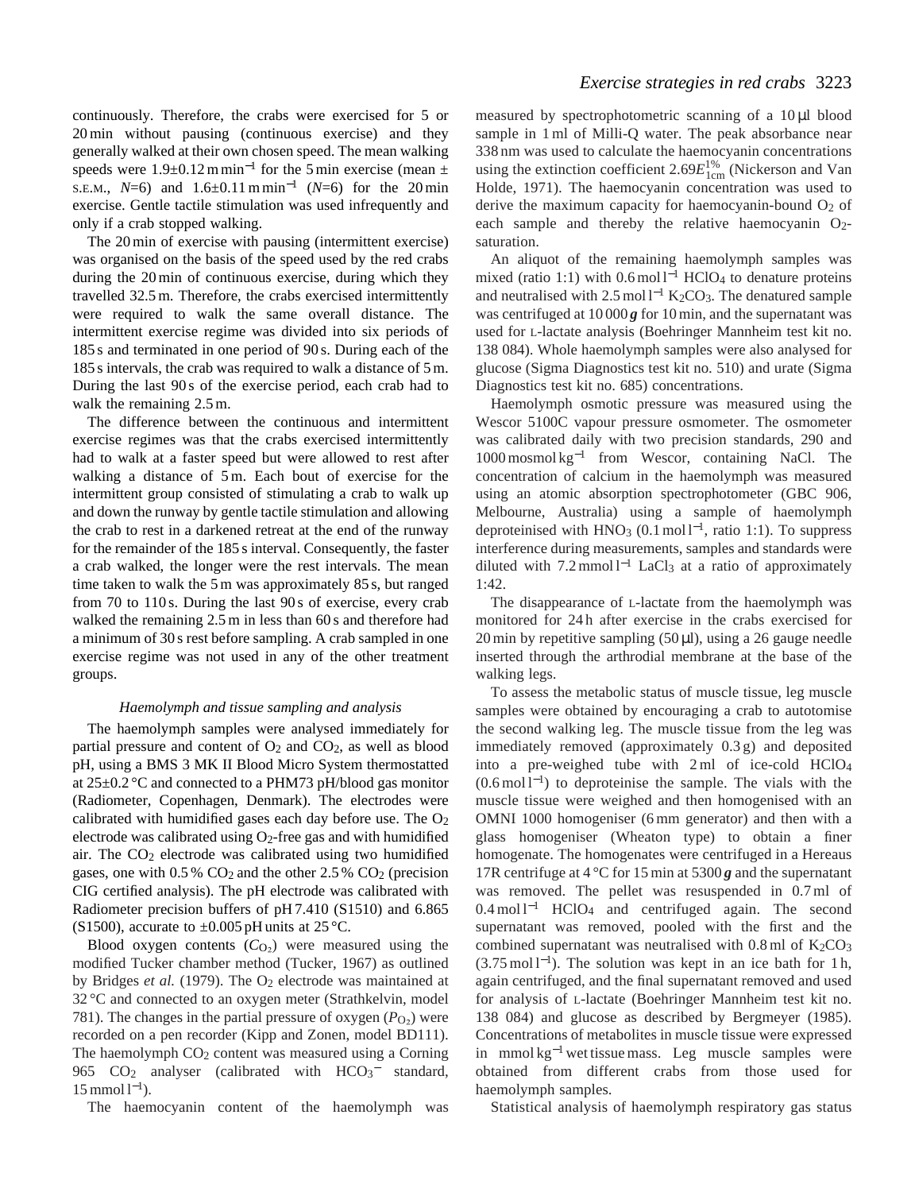continuously. Therefore, the crabs were exercised for 5 or 20 min without pausing (continuous exercise) and they generally walked at their own chosen speed. The mean walking speeds were 1.9±0.12 m min$^{-1}$ for the 5 min exercise (mean ± S.E.M., $N$=6) and 1.6±0.11 m min$^{-1}$ ($N$=6) for the 20 min exercise. Gentle tactile stimulation was used infrequently and only if a crab stopped walking.

The 20 min of exercise with pausing (intermittent exercise) was organised on the basis of the speed used by the red crabs during the 20 min of continuous exercise, during which they travelled 32.5 m. Therefore, the crabs exercised intermittently were required to walk the same overall distance. The intermittent exercise regime was divided into six periods of 185 s and terminated in one period of 90 s. During each of the 185 s intervals, the crab was required to walk a distance of 5 m. During the last 90 s of the exercise period, each crab had to walk the remaining 2.5 m.

The difference between the continuous and intermittent exercise regimes was that the crabs exercised intermittently had to walk at a faster speed but were allowed to rest after walking a distance of 5 m. Each bout of exercise for the intermittent group consisted of stimulating a crab to walk up and down the runway by gentle tactile stimulation and allowing the crab to rest in a darkened retreat at the end of the runway for the remainder of the 185 s interval. Consequently, the faster a crab walked, the longer were the rest intervals. The mean time taken to walk the 5 m was approximately 85 s, but ranged from 70 to 110 s. During the last 90 s of exercise, every crab walked the remaining 2.5 m in less than 60 s and therefore had a minimum of 30 s rest before sampling. A crab sampled in one exercise regime was not used in any of the other treatment groups.

### *Haemolymph and tissue sampling and analysis*

The haemolymph samples were analysed immediately for partial pressure and content of $O_2$ and $CO_2$, as well as blood pH, using a BMS 3 MK II Blood Micro System thermostatted at 25±0.2 °C and connected to a PHM73 pH/blood gas monitor (Radiometer, Copenhagen, Denmark). The electrodes were calibrated with humidified gases each day before use. The $O_2$ electrode was calibrated using $O_2$-free gas and with humidified air. The $CO_2$ electrode was calibrated using two humidified gases, one with 0.5 % $CO_2$ and the other 2.5 % $CO_2$ (precision CIG certified analysis). The pH electrode was calibrated with Radiometer precision buffers of pH 7.410 (S1510) and 6.865 (S1500), accurate to ±0.005 pH units at 25 °C.

Blood oxygen contents ($C_{O_2}$) were measured using the modified Tucker chamber method (Tucker, 1967) as outlined by Bridges *et al.* (1979). The $O_2$ electrode was maintained at 32 °C and connected to an oxygen meter (Strathkelvin, model 781). The changes in the partial pressure of oxygen ($P_{O_2}$) were recorded on a pen recorder (Kipp and Zonen, model BD111). The haemolymph $CO_2$ content was measured using a Corning 965 $CO_2$ analyser (calibrated with $HCO_3^-$ standard, 15 mmol l$^{-1}$).

The haemocyanin content of the haemolymph was measured by spectrophotometric scanning of a 10 μl blood sample in 1 ml of Milli-Q water. The peak absorbance near 338 nm was used to calculate the haemocyanin concentrations using the extinction coefficient $2.69E_{1\text{cm}}^{1\%}$ (Nickerson and Van Holde, 1971). The haemocyanin concentration was used to derive the maximum capacity for haemocyanin-bound $O_2$ of each sample and thereby the relative haemocyanin $O_2$-saturation.

An aliquot of the remaining haemolymph samples was mixed (ratio 1:1) with 0.6 mol l$^{-1}$ $HClO_4$ to denature proteins and neutralised with 2.5 mol l$^{-1}$ $K_2CO_3$. The denatured sample was centrifuged at 10 000 ***g*** for 10 min, and the supernatant was used for L-lactate analysis (Boehringer Mannheim test kit no. 138 084). Whole haemolymph samples were also analysed for glucose (Sigma Diagnostics test kit no. 510) and urate (Sigma Diagnostics test kit no. 685) concentrations.

Haemolymph osmotic pressure was measured using the Wescor 5100C vapour pressure osmometer. The osmometer was calibrated daily with two precision standards, 290 and 1000 mosmol kg$^{-1}$ from Wescor, containing NaCl. The concentration of calcium in the haemolymph was measured using an atomic absorption spectrophotometer (GBC 906, Melbourne, Australia) using a sample of haemolymph deproteinised with $HNO_3$ (0.1 mol l$^{-1}$, ratio 1:1). To suppress interference during measurements, samples and standards were diluted with 7.2 mmol l$^{-1}$ $LaCl_3$ at a ratio of approximately 1:42.

The disappearance of L-lactate from the haemolymph was monitored for 24 h after exercise in the crabs exercised for 20 min by repetitive sampling (50 μl), using a 26 gauge needle inserted through the arthrodial membrane at the base of the walking legs.

To assess the metabolic status of muscle tissue, leg muscle samples were obtained by encouraging a crab to autotomise the second walking leg. The muscle tissue from the leg was immediately removed (approximately 0.3 g) and deposited into a pre-weighed tube with 2 ml of ice-cold $HClO_4$ (0.6 mol l$^{-1}$) to deproteinise the sample. The vials with the muscle tissue were weighed and then homogenised with an OMNI 1000 homogeniser (6 mm generator) and then with a glass homogeniser (Wheaton type) to obtain a finer homogenate. The homogenates were centrifuged in a Hereaus 17R centrifuge at 4 °C for 15 min at 5300 ***g*** and the supernatant was removed. The pellet was resuspended in 0.7 ml of 0.4 mol l$^{-1}$ $HClO_4$ and centrifuged again. The second supernatant was removed, pooled with the first and the combined supernatant was neutralised with 0.8 ml of $K_2CO_3$ (3.75 mol l$^{-1}$). The solution was kept in an ice bath for 1 h, again centrifuged, and the final supernatant removed and used for analysis of L-lactate (Boehringer Mannheim test kit no. 138 084) and glucose as described by Bergmeyer (1985). Concentrations of metabolites in muscle tissue were expressed in mmol kg$^{-1}$ wet tissue mass. Leg muscle samples were obtained from different crabs from those used for haemolymph samples.

Statistical analysis of haemolymph respiratory gas status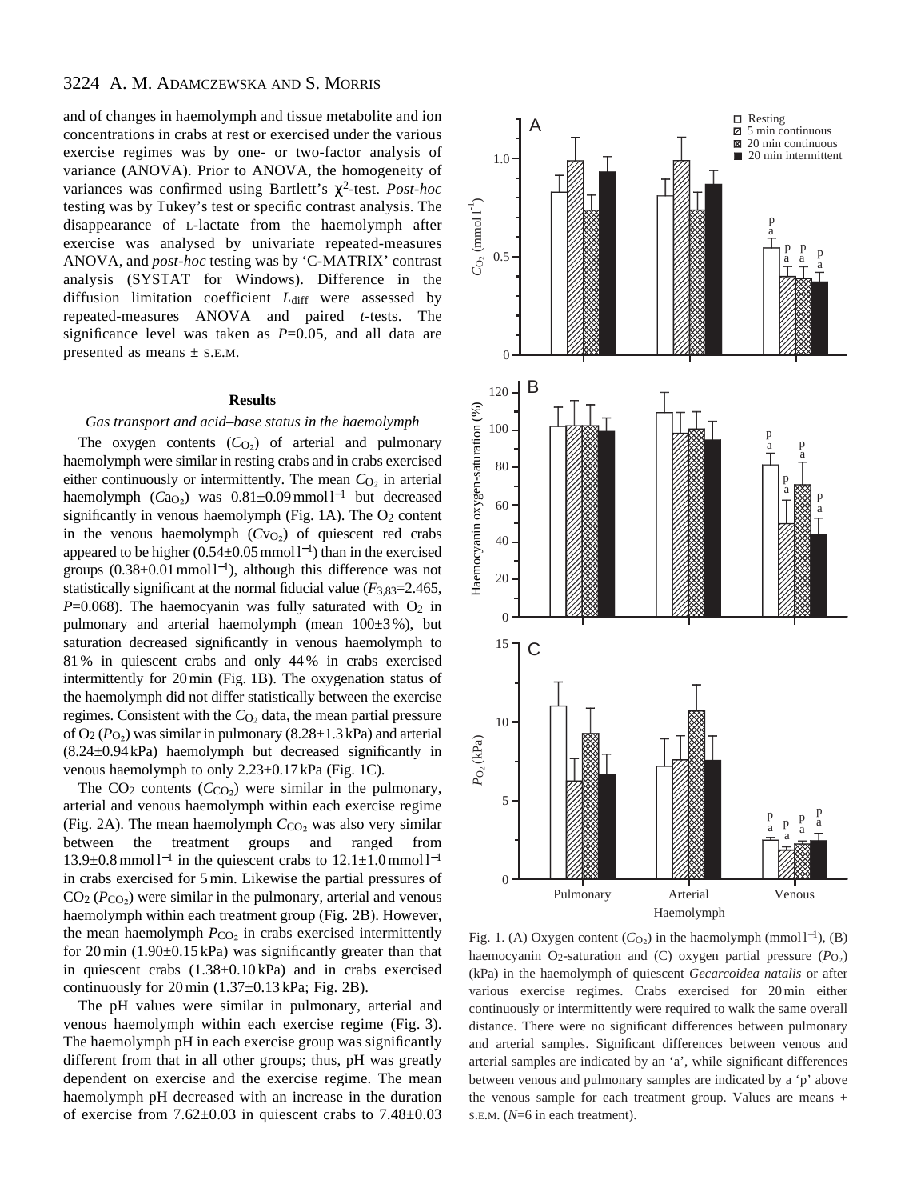and of changes in haemolymph and tissue metabolite and ion concentrations in crabs at rest or exercised under the various exercise regimes was by one- or two-factor analysis of variance (ANOVA). Prior to ANOVA, the homogeneity of variances was confirmed using Bartlett's $\chi^2$-test. *Post-hoc* testing was by Tukey's test or specific contrast analysis. The disappearance of L-lactate from the haemolymph after exercise was analysed by univariate repeated-measures ANOVA, and *post-hoc* testing was by 'C-MATRIX' contrast analysis (SYSTAT for Windows). Difference in the diffusion limitation coefficient $L_{diff}$ were assessed by repeated-measures ANOVA and paired *t*-tests. The significance level was taken as $P$=0.05, and all data are presented as means ± S.E.M.

## Results

### *Gas transport and acid–base status in the haemolymph*

The oxygen contents ($C_{O_2}$) of arterial and pulmonary haemolymph were similar in resting crabs and in crabs exercised either continuously or intermittently. The mean $C_{O_2}$ in arterial haemolymph ($Ca_{O_2}$) was 0.81±0.09 mmol l$^{-1}$ but decreased significantly in venous haemolymph (Fig. 1A). The $O_2$ content in the venous haemolymph ($Cv_{O_2}$) of quiescent red crabs appeared to be higher (0.54±0.05 mmol l$^{-1}$) than in the exercised groups (0.38±0.01 mmol l$^{-1}$), although this difference was not statistically significant at the normal fiducial value ($F_{3,83}$=2.465, $P$=0.068). The haemocyanin was fully saturated with $O_2$ in pulmonary and arterial haemolymph (mean 100±3 %), but saturation decreased significantly in venous haemolymph to 81 % in quiescent crabs and only 44 % in crabs exercised intermittently for 20 min (Fig. 1B). The oxygenation status of the haemolymph did not differ statistically between the exercise regimes. Consistent with the $C_{O_2}$ data, the mean partial pressure of $O_2$ ($P_{O_2}$) was similar in pulmonary (8.28±1.3 kPa) and arterial (8.24±0.94 kPa) haemolymph but decreased significantly in venous haemolymph to only 2.23±0.17 kPa (Fig. 1C).

The $CO_2$ contents ($C_{CO_2}$) were similar in the pulmonary, arterial and venous haemolymph within each exercise regime (Fig. 2A). The mean haemolymph $C_{CO_2}$ was also very similar between the treatment groups and ranged from 13.9±0.8 mmol l$^{-1}$ in the quiescent crabs to 12.1±1.0 mmol l$^{-1}$ in crabs exercised for 5 min. Likewise the partial pressures of $CO_2$ ($P_{CO_2}$) were similar in the pulmonary, arterial and venous haemolymph within each treatment group (Fig. 2B). However, the mean haemolymph $P_{CO_2}$ in crabs exercised intermittently for 20 min (1.90±0.15 kPa) was significantly greater than that in quiescent crabs (1.38±0.10 kPa) and in crabs exercised continuously for 20 min (1.37±0.13 kPa; Fig. 2B).

The pH values were similar in pulmonary, arterial and venous haemolymph within each exercise regime (Fig. 3). The haemolymph pH in each exercise group was significantly different from that in all other groups; thus, pH was greatly dependent on exercise and the exercise regime. The mean haemolymph pH decreased with an increase in the duration of exercise from 7.62±0.03 in quiescent crabs to 7.48±0.03

Fig. 1. (A) Oxygen content ($C_{O_2}$) in the haemolymph (mmol l$^{-1}$), (B) haemocyanin $O_2$-saturation and (C) oxygen partial pressure ($P_{O_2}$) (kPa) in the haemolymph of quiescent *Gecarcoidea natalis* or after various exercise regimes. Crabs exercised for 20 min either continuously or intermittently were required to walk the same overall distance. There were no significant differences between pulmonary and arterial samples. Significant differences between venous and arterial samples are indicated by an 'a', while significant differences between venous and pulmonary samples are indicated by a 'p' above the venous sample for each treatment group. Values are means + S.E.M. ($N$=6 in each treatment).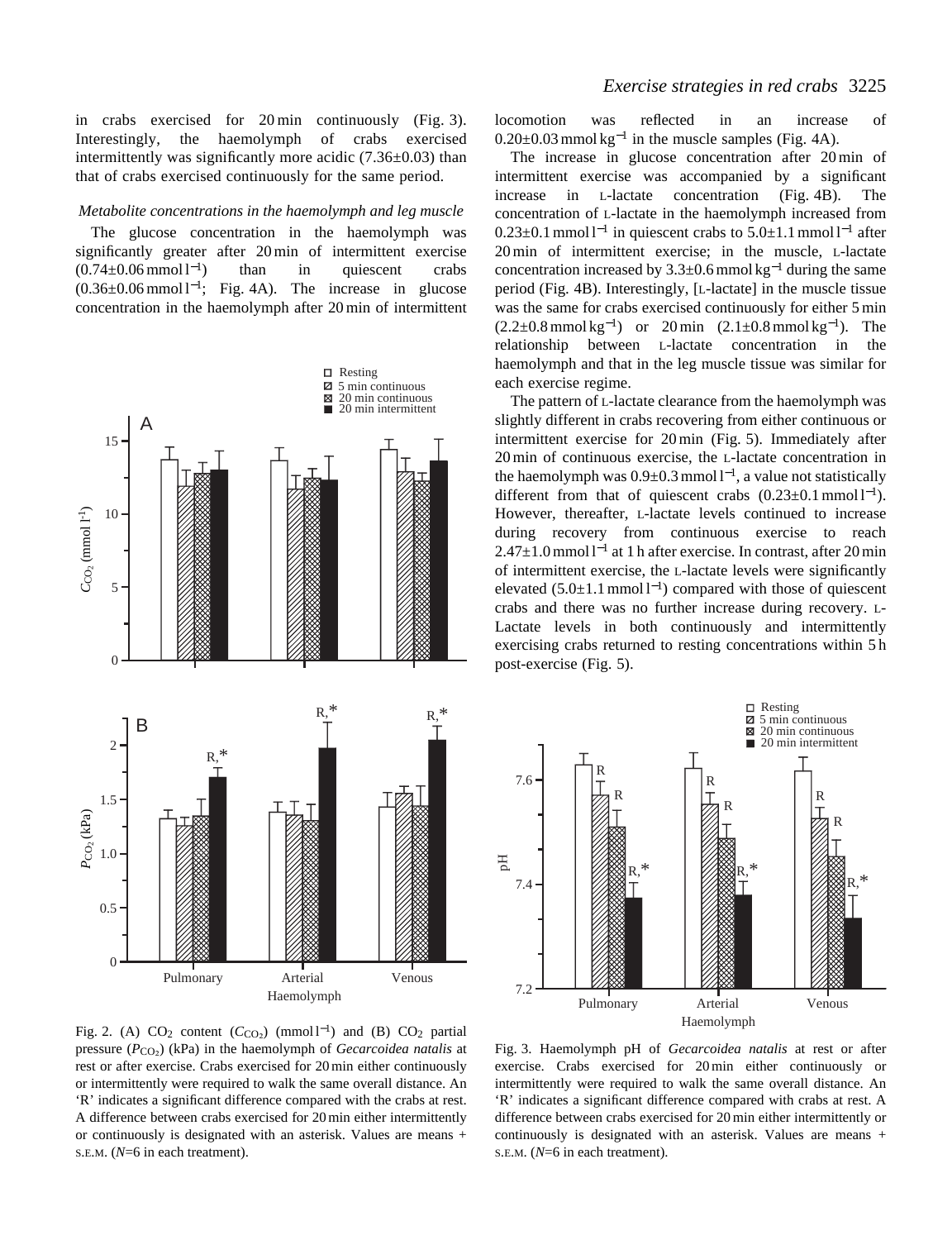in crabs exercised for 20 min continuously (Fig. 3). Interestingly, the haemolymph of crabs exercised intermittently was significantly more acidic (7.36±0.03) than that of crabs exercised continuously for the same period.

### *Metabolite concentrations in the haemolymph and leg muscle*

The glucose concentration in the haemolymph was significantly greater after 20 min of intermittent exercise (0.74±0.06 mmol $l^{-1}$) than in quiescent crabs (0.36±0.06 mmol $l^{-1}$; Fig. 4A). The increase in glucose concentration in the haemolymph after 20 min of intermittent locomotion was reflected in an increase of 0.20±0.03 mmol $kg^{-1}$ in the muscle samples (Fig. 4A).

The increase in glucose concentration after 20 min of intermittent exercise was accompanied by a significant increase in L-lactate concentration (Fig. 4B). The concentration of L-lactate in the haemolymph increased from 0.23±0.1 mmol $l^{-1}$ in quiescent crabs to 5.0±1.1 mmol $l^{-1}$ after 20 min of intermittent exercise; in the muscle, L-lactate concentration increased by 3.3±0.6 mmol $kg^{-1}$ during the same period (Fig. 4B). Interestingly, [L-lactate] in the muscle tissue was the same for crabs exercised continuously for either 5 min (2.2±0.8 mmol $kg^{-1}$) or 20 min (2.1±0.8 mmol $kg^{-1}$). The relationship between L-lactate concentration in the haemolymph and that in the leg muscle tissue was similar for each exercise regime.

The pattern of L-lactate clearance from the haemolymph was slightly different in crabs recovering from either continuous or intermittent exercise for 20 min (Fig. 5). Immediately after 20 min of continuous exercise, the L-lactate concentration in the haemolymph was 0.9±0.3 mmol $l^{-1}$, a value not statistically different from that of quiescent crabs (0.23±0.1 mmol $l^{-1}$). However, thereafter, L-lactate levels continued to increase during recovery from continuous exercise to reach 2.47±1.0 mmol $l^{-1}$ at 1 h after exercise. In contrast, after 20 min of intermittent exercise, the L-lactate levels were significantly elevated (5.0±1.1 mmol $l^{-1}$) compared with those of quiescent crabs and there was no further increase during recovery. L-Lactate levels in both continuously and intermittently exercising crabs returned to resting concentrations within 5 h post-exercise (Fig. 5).

Resting
5 min continuous
20 min continuous
20 min intermittent

A

$C_{CO_2}$ (mmol $l^{-1}$)

0
5
10
15

B

$P_{CO_2}$ (kPa)

0
0.5
1.0
1.5
2

R,*
R,*
R,*

Pulmonary
Arterial
Venous
Haemolymph

Fig. 2. (A) $CO_2$ content ($C_{CO_2}$) (mmol $l^{-1}$) and (B) $CO_2$ partial pressure ($P_{CO_2}$) (kPa) in the haemolymph of *Gecarcoidea natalis* at rest or after exercise. Crabs exercised for 20 min either continuously or intermittently were required to walk the same overall distance. An 'R' indicates a significant difference compared with the crabs at rest. A difference between crabs exercised for 20 min either intermittently or continuously is designated with an asterisk. Values are means + S.E.M. (*N*=6 in each treatment).

Resting
5 min continuous
20 min continuous
20 min intermittent

pH

7.2
7.4
7.6

R
R
R,*
R
R
R,*
R
R
R,*

Pulmonary
Arterial
Venous
Haemolymph

Fig. 3. Haemolymph pH of *Gecarcoidea natalis* at rest or after exercise. Crabs exercised for 20 min either continuously or intermittently were required to walk the same overall distance. An 'R' indicates a significant difference compared with crabs at rest. A difference between crabs exercised for 20 min either intermittently or continuously is designated with an asterisk. Values are means + S.E.M. (*N*=6 in each treatment).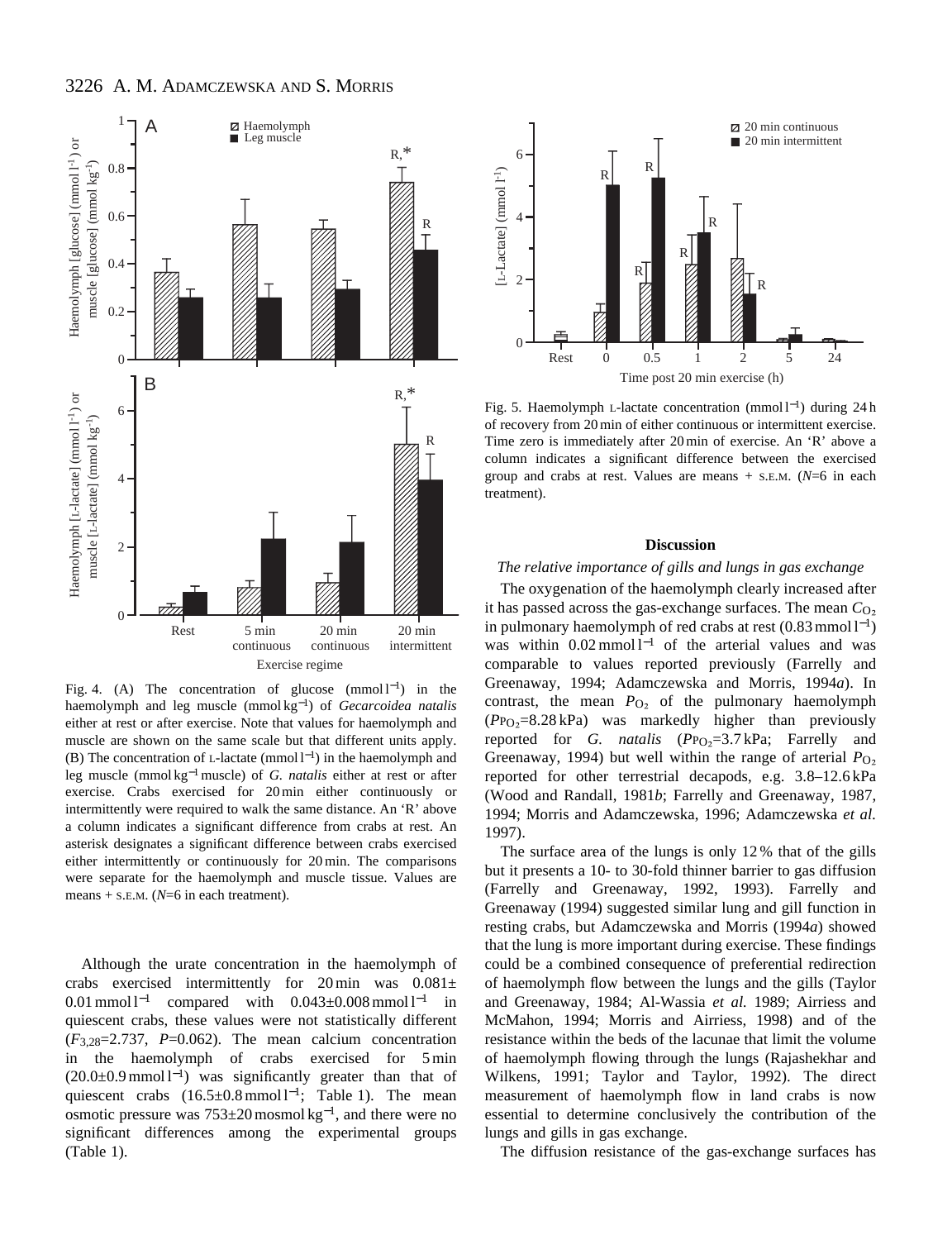A

Haemolymph

Leg muscle

Haemolymph [glucose] (mmol l$^{-1}$) or muscle [glucose] (mmol kg$^{-1}$)

0

0.2

0.4

0.6

0.8

1

R,*

R

B

Haemolymph [L-lactate] (mmol l$^{-1}$) or muscle [L-lactate] (mmol kg$^{-1}$)

0

2

4

6

R,*

R

Rest

5 min continuous

20 min continuous

20 min intermittent

Exercise regime

Fig. 4. (A) The concentration of glucose (mmol l$^{-1}$) in the haemolymph and leg muscle (mmol kg$^{-1}$) of *Gecarcoidea natalis* either at rest or after exercise. Note that values for haemolymph and muscle are shown on the same scale but that different units apply. (B) The concentration of L-lactate (mmol l$^{-1}$) in the haemolymph and leg muscle (mmol kg$^{-1}$ muscle) of *G. natalis* either at rest or after exercise. Crabs exercised for 20 min either continuously or intermittently were required to walk the same distance. An 'R' above a column indicates a significant difference from crabs at rest. An asterisk designates a significant difference between crabs exercised either intermittently or continuously for 20 min. The comparisons were separate for the haemolymph and muscle tissue. Values are means + S.E.M. ($N$=6 in each treatment).

20 min continuous

20 min intermittent

[L-Lactate] (mmol l$^{-1}$)

0

2

4

6

R

R

R

R

R

R

R

Rest

0

0.5

1

2

5

24

Time post 20 min exercise (h)

Fig. 5. Haemolymph L-lactate concentration (mmol l$^{-1}$) during 24 h of recovery from 20 min of either continuous or intermittent exercise. Time zero is immediately after 20 min of exercise. An 'R' above a column indicates a significant difference between the exercised group and crabs at rest. Values are means + S.E.M. ($N$=6 in each treatment).

Although the urate concentration in the haemolymph of crabs exercised intermittently for 20 min was 0.081±0.01 mmol l$^{-1}$ compared with 0.043±0.008 mmol l$^{-1}$ in quiescent crabs, these values were not statistically different ($F_{3,28}$=2.737, $P$=0.062). The mean calcium concentration in the haemolymph of crabs exercised for 5 min (20.0±0.9 mmol l$^{-1}$) was significantly greater than that of quiescent crabs (16.5±0.8 mmol l$^{-1}$; Table 1). The mean osmotic pressure was 753±20 mosmol kg$^{-1}$, and there were no significant differences among the experimental groups (Table 1).

## Discussion

### *The relative importance of gills and lungs in gas exchange*

The oxygenation of the haemolymph clearly increased after it has passed across the gas-exchange surfaces. The mean $C_{O_2}$ in pulmonary haemolymph of red crabs at rest (0.83 mmol l$^{-1}$) was within 0.02 mmol l$^{-1}$ of the arterial values and was comparable to values reported previously (Farrelly and Greenaway, 1994; Adamczewska and Morris, 1994*a*). In contrast, the mean $P_{O_2}$ of the pulmonary haemolymph ($P_{P_{O_2}}$=8.28 kPa) was markedly higher than previously reported for *G. natalis* ($P_{P_{O_2}}$=3.7 kPa; Farrelly and Greenaway, 1994) but well within the range of arterial $P_{O_2}$ reported for other terrestrial decapods, e.g. 3.8–12.6 kPa (Wood and Randall, 1981*b*; Farrelly and Greenaway, 1987, 1994; Morris and Adamczewska, 1996; Adamczewska *et al.* 1997).

The surface area of the lungs is only 12 % that of the gills but it presents a 10- to 30-fold thinner barrier to gas diffusion (Farrelly and Greenaway, 1992, 1993). Farrelly and Greenaway (1994) suggested similar lung and gill function in resting crabs, but Adamczewska and Morris (1994*a*) showed that the lung is more important during exercise. These findings could be a combined consequence of preferential redirection of haemolymph flow between the lungs and the gills (Taylor and Greenaway, 1984; Al-Wassia *et al.* 1989; Airriess and McMahon, 1994; Morris and Airriess, 1998) and of the resistance within the beds of the lacunae that limit the volume of haemolymph flowing through the lungs (Rajashekhar and Wilkens, 1991; Taylor and Taylor, 1992). The direct measurement of haemolymph flow in land crabs is now essential to determine conclusively the contribution of the lungs and gills in gas exchange.

The diffusion resistance of the gas-exchange surfaces has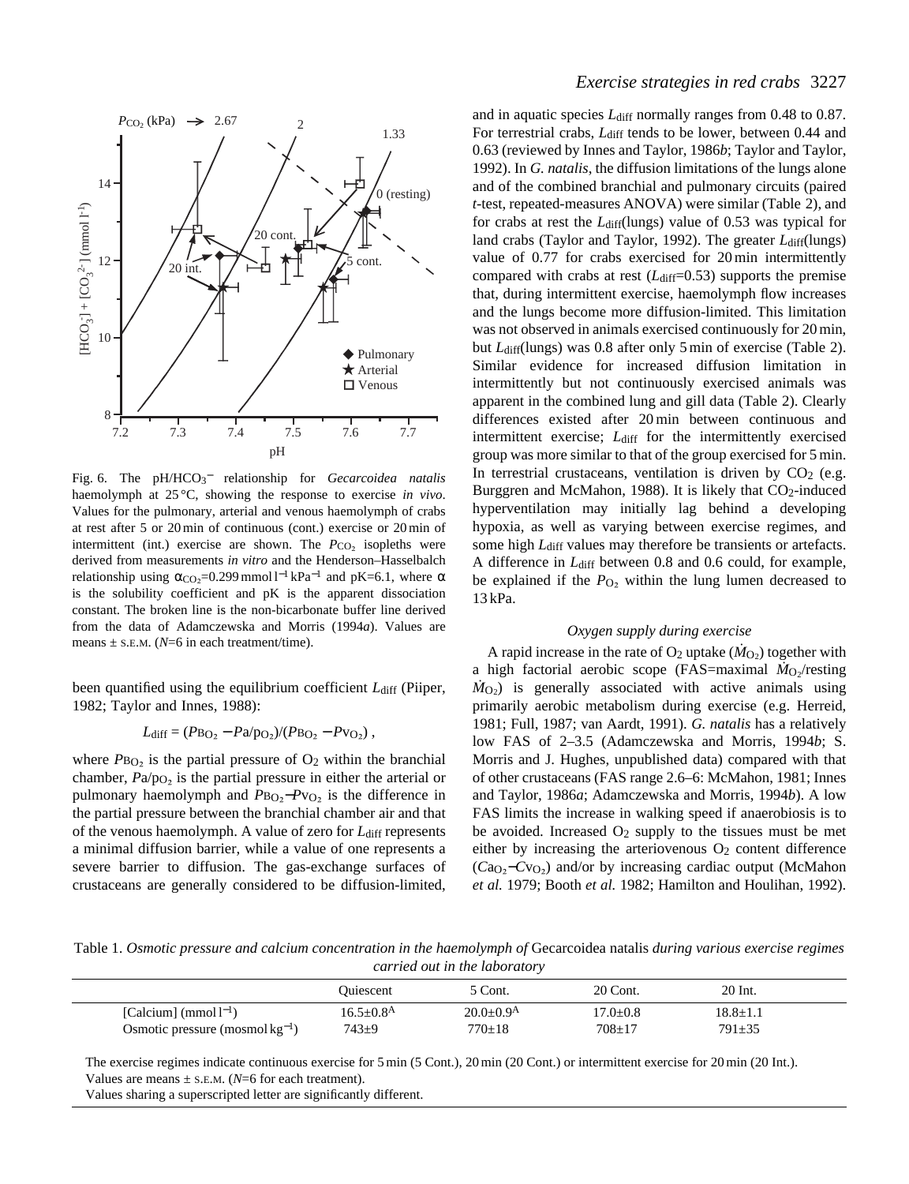$P_{CO_2}$ (kPa) → 2.67

2

1.33

14

12

10

8

7.2 7.3 7.4 7.5 7.6 7.7

pH

$[HCO_3^-] + [CO_3^{2-}]$ (mmol l$^{-1}$)

0 (resting)

20 cont.

5 cont.

20 int.

◆ Pulmonary

★ Arterial

□ Venous

Fig. 6. The pH/$HCO_3^-$ relationship for *Gecarcoidea natalis* haemolymph at 25 °C, showing the response to exercise *in vivo*. Values for the pulmonary, arterial and venous haemolymph of crabs at rest after 5 or 20 min of continuous (cont.) exercise or 20 min of intermittent (int.) exercise are shown. The $P_{CO_2}$ isopleths were derived from measurements *in vitro* and the Henderson–Hasselbalch relationship using $\alpha_{CO_2}$=0.299 mmol l$^{-1}$ kPa$^{-1}$ and pK=6.1, where α is the solubility coefficient and pK is the apparent dissociation constant. The broken line is the non-bicarbonate buffer line derived from the data of Adamczewska and Morris (1994*a*). Values are means ± S.E.M. (*N*=6 in each treatment/time).

been quantified using the equilibrium coefficient $L_{diff}$ (Piiper, 1982; Taylor and Innes, 1988):

$$L_{diff} = (P_{B_{O_2}} - Pa/p_{O_2})/(P_{B_{O_2}} - Pv_{O_2}) \,,$$

where $P_{B_{O_2}}$ is the partial pressure of $O_2$ within the branchial chamber, $Pa/p_{O_2}$ is the partial pressure in either the arterial or pulmonary haemolymph and $P_{B_{O_2}}-Pv_{O_2}$ is the difference in the partial pressure between the branchial chamber air and that of the venous haemolymph. A value of zero for $L_{diff}$ represents a minimal diffusion barrier, while a value of one represents a severe barrier to diffusion. The gas-exchange surfaces of crustaceans are generally considered to be diffusion-limited, and in aquatic species $L_{diff}$ normally ranges from 0.48 to 0.87. For terrestrial crabs, $L_{diff}$ tends to be lower, between 0.44 and 0.63 (reviewed by Innes and Taylor, 1986*b*; Taylor and Taylor, 1992). In *G. natalis*, the diffusion limitations of the lungs alone and of the combined branchial and pulmonary circuits (paired *t*-test, repeated-measures ANOVA) were similar (Table 2), and for crabs at rest the $L_{diff}$(lungs) value of 0.53 was typical for land crabs (Taylor and Taylor, 1992). The greater $L_{diff}$(lungs) value of 0.77 for crabs exercised for 20 min intermittently compared with crabs at rest ($L_{diff}$=0.53) supports the premise that, during intermittent exercise, haemolymph flow increases and the lungs become more diffusion-limited. This limitation was not observed in animals exercised continuously for 20 min, but $L_{diff}$(lungs) was 0.8 after only 5 min of exercise (Table 2). Similar evidence for increased diffusion limitation in intermittently but not continuously exercised animals was apparent in the combined lung and gill data (Table 2). Clearly differences existed after 20 min between continuous and intermittent exercise; $L_{diff}$ for the intermittently exercised group was more similar to that of the group exercised for 5 min. In terrestrial crustaceans, ventilation is driven by $CO_2$ (e.g. Burggren and McMahon, 1988). It is likely that $CO_2$-induced hyperventilation may initially lag behind a developing hypoxia, as well as varying between exercise regimes, and some high $L_{diff}$ values may therefore be transients or artefacts. A difference in $L_{diff}$ between 0.8 and 0.6 could, for example, be explained if the $P_{O_2}$ within the lung lumen decreased to 13 kPa.

### *Oxygen supply during exercise*

A rapid increase in the rate of $O_2$ uptake ($\dot{M}_{O_2}$) together with a high factorial aerobic scope (FAS=maximal $\dot{M}_{O_2}$/resting $\dot{M}_{O_2}$) is generally associated with active animals using primarily aerobic metabolism during exercise (e.g. Herreid, 1981; Full, 1987; van Aardt, 1991). *G. natalis* has a relatively low FAS of 2–3.5 (Adamczewska and Morris, 1994*b*; S. Morris and J. Hughes, unpublished data) compared with that of other crustaceans (FAS range 2.6–6: McMahon, 1981; Innes and Taylor, 1986*a*; Adamczewska and Morris, 1994*b*). A low FAS limits the increase in walking speed if anaerobiosis is to be avoided. Increased $O_2$ supply to the tissues must be met either by increasing the arteriovenous $O_2$ content difference ($Ca_{O_2}-Cv_{O_2}$) and/or by increasing cardiac output (McMahon *et al.* 1979; Booth *et al.* 1982; Hamilton and Houlihan, 1992).

Table 1. *Osmotic pressure and calcium concentration in the haemolymph of* Gecarcoidea natalis *during various exercise regimes carried out in the laboratory*

| | Quiescent | 5 Cont. | 20 Cont. | 20 Int. |
|---|---|---|---|---|
| [Calcium] (mmol l$^{-1}$) | 16.5±0.8$^{A}$ | 20.0±0.9$^{A}$ | 17.0±0.8 | 18.8±1.1 |
| Osmotic pressure (mosmol kg$^{-1}$) | 743±9 | 770±18 | 708±17 | 791±35 |

The exercise regimes indicate continuous exercise for 5 min (5 Cont.), 20 min (20 Cont.) or intermittent exercise for 20 min (20 Int.).

Values are means ± S.E.M. (*N*=6 for each treatment).

Values sharing a superscripted letter are significantly different.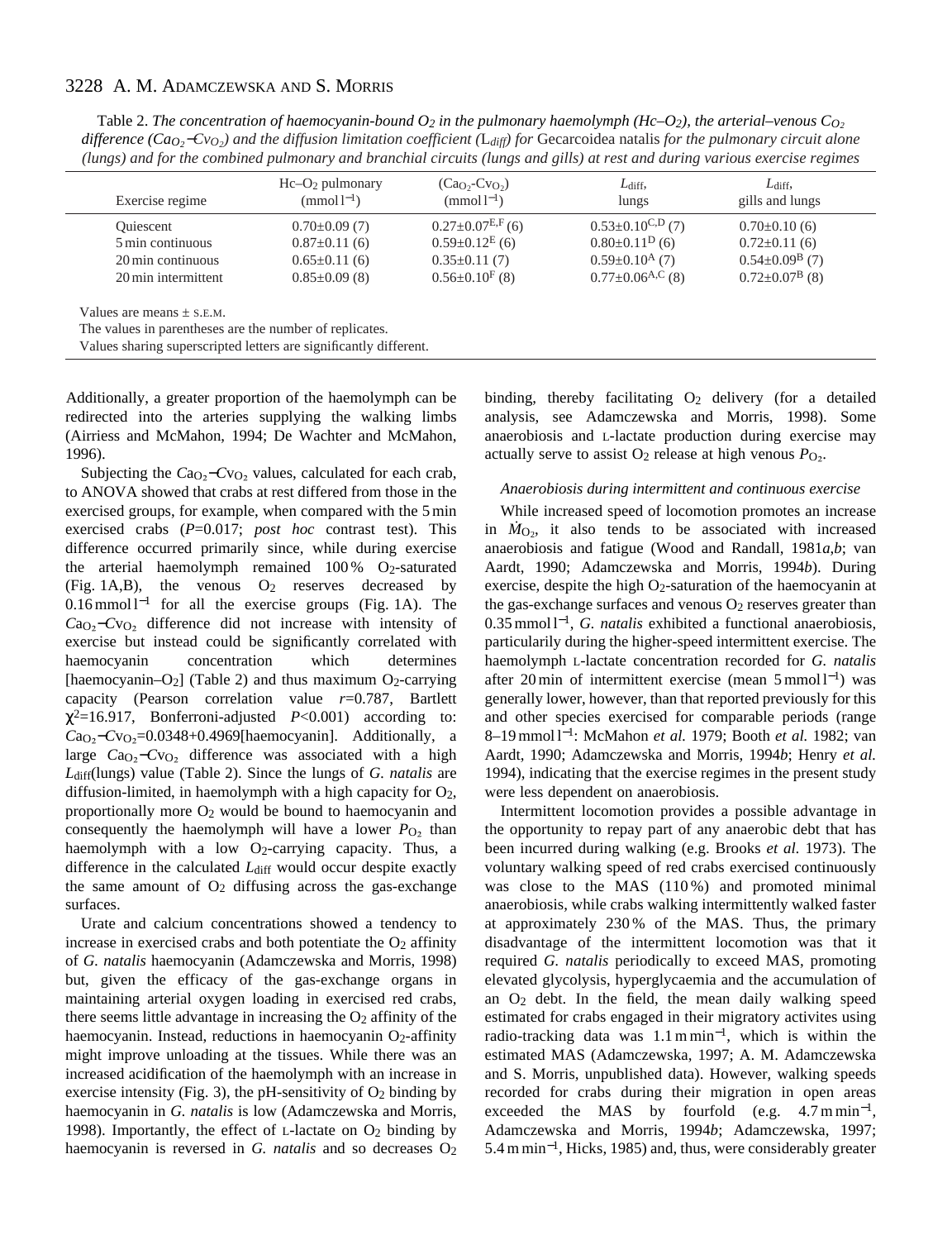Table 2. *The concentration of haemocyanin-bound $O_2$ in the pulmonary haemolymph (Hc–$O_2$), the arterial–venous $C_{O_2}$ difference ($Ca_{O_2}-Cv_{O_2}$) and the diffusion limitation coefficient ($L_{diff}$) for* Gecarcoidea natalis *for the pulmonary circuit alone (lungs) and for the combined pulmonary and branchial circuits (lungs and gills) at rest and during various exercise regimes*

| Exercise regime | Hc–$O_2$ pulmonary (mmol $l^{-1}$) | ($Ca_{O_2}$-$Cv_{O_2}$) (mmol $l^{-1}$) | $L_{diff}$, lungs | $L_{diff}$, gills and lungs |
|---|---|---|---|---|
| Quiescent | 0.70±0.09 (7) | $0.27{\pm}0.07^{E,F}$ (6) | $0.53{\pm}0.10^{C,D}$ (7) | 0.70±0.10 (6) |
| 5 min continuous | 0.87±0.11 (6) | $0.59{\pm}0.12^{E}$ (6) | $0.80{\pm}0.11^{D}$ (6) | 0.72±0.11 (6) |
| 20 min continuous | 0.65±0.11 (6) | 0.35±0.11 (7) | $0.59{\pm}0.10^{A}$ (7) | $0.54{\pm}0.09^{B}$ (7) |
| 20 min intermittent | 0.85±0.09 (8) | $0.56{\pm}0.10^{F}$ (8) | $0.77{\pm}0.06^{A,C}$ (8) | $0.72{\pm}0.07^{B}$ (8) |

Values are means ± S.E.M.

The values in parentheses are the number of replicates.

Values sharing superscripted letters are significantly different.

Additionally, a greater proportion of the haemolymph can be redirected into the arteries supplying the walking limbs (Airriess and McMahon, 1994; De Wachter and McMahon, 1996).

Subjecting the $Ca_{O_2}-Cv_{O_2}$ values, calculated for each crab, to ANOVA showed that crabs at rest differed from those in the exercised groups, for example, when compared with the 5 min exercised crabs ($P$=0.017; *post hoc* contrast test). This difference occurred primarily since, while during exercise the arterial haemolymph remained 100 % $O_2$-saturated (Fig. 1A,B), the venous $O_2$ reserves decreased by 0.16 mmol $l^{-1}$ for all the exercise groups (Fig. 1A). The $Ca_{O_2}-Cv_{O_2}$ difference did not increase with intensity of exercise but instead could be significantly correlated with haemocyanin concentration which determines [haemocyanin–$O_2$] (Table 2) and thus maximum $O_2$-carrying capacity (Pearson correlation value $r$=0.787, Bartlett $\chi^2$=16.917, Bonferroni-adjusted $P$<0.001) according to: $Ca_{O_2}-Cv_{O_2}$=0.0348+0.4969[haemocyanin]. Additionally, a large $Ca_{O_2}-Cv_{O_2}$ difference was associated with a high $L_{diff}$(lungs) value (Table 2). Since the lungs of *G. natalis* are diffusion-limited, in haemolymph with a high capacity for $O_2$, proportionally more $O_2$ would be bound to haemocyanin and consequently the haemolymph will have a lower $P_{O_2}$ than haemolymph with a low $O_2$-carrying capacity. Thus, a difference in the calculated $L_{diff}$ would occur despite exactly the same amount of $O_2$ diffusing across the gas-exchange surfaces.

Urate and calcium concentrations showed a tendency to increase in exercised crabs and both potentiate the $O_2$ affinity of *G. natalis* haemocyanin (Adamczewska and Morris, 1998) but, given the efficacy of the gas-exchange organs in maintaining arterial oxygen loading in exercised red crabs, there seems little advantage in increasing the $O_2$ affinity of the haemocyanin. Instead, reductions in haemocyanin $O_2$-affinity might improve unloading at the tissues. While there was an increased acidification of the haemolymph with an increase in exercise intensity (Fig. 3), the pH-sensitivity of $O_2$ binding by haemocyanin in *G. natalis* is low (Adamczewska and Morris, 1998). Importantly, the effect of L-lactate on $O_2$ binding by haemocyanin is reversed in *G. natalis* and so decreases $O_2$ binding, thereby facilitating $O_2$ delivery (for a detailed analysis, see Adamczewska and Morris, 1998). Some anaerobiosis and L-lactate production during exercise may actually serve to assist $O_2$ release at high venous $P_{O_2}$.

### *Anaerobiosis during intermittent and continuous exercise*

While increased speed of locomotion promotes an increase in $\dot{M}_{O_2}$, it also tends to be associated with increased anaerobiosis and fatigue (Wood and Randall, 1981*a*,*b*; van Aardt, 1990; Adamczewska and Morris, 1994*b*). During exercise, despite the high $O_2$-saturation of the haemocyanin at the gas-exchange surfaces and venous $O_2$ reserves greater than 0.35 mmol $l^{-1}$, *G. natalis* exhibited a functional anaerobiosis, particularily during the higher-speed intermittent exercise. The haemolymph L-lactate concentration recorded for *G. natalis* after 20 min of intermittent exercise (mean 5 mmol $l^{-1}$) was generally lower, however, than that reported previously for this and other species exercised for comparable periods (range 8–19 mmol $l^{-1}$: McMahon *et al.* 1979; Booth *et al.* 1982; van Aardt, 1990; Adamczewska and Morris, 1994*b*; Henry *et al.* 1994), indicating that the exercise regimes in the present study were less dependent on anaerobiosis.

Intermittent locomotion provides a possible advantage in the opportunity to repay part of any anaerobic debt that has been incurred during walking (e.g. Brooks *et al.* 1973). The voluntary walking speed of red crabs exercised continuously was close to the MAS (110 %) and promoted minimal anaerobiosis, while crabs walking intermittently walked faster at approximately 230 % of the MAS. Thus, the primary disadvantage of the intermittent locomotion was that it required *G. natalis* periodically to exceed MAS, promoting elevated glycolysis, hyperglycaemia and the accumulation of an $O_2$ debt. In the field, the mean daily walking speed estimated for crabs engaged in their migratory activites using radio-tracking data was 1.1 m $min^{-1}$, which is within the estimated MAS (Adamczewska, 1997; A. M. Adamczewska and S. Morris, unpublished data). However, walking speeds recorded for crabs during their migration in open areas exceeded the MAS by fourfold (e.g. 4.7 m $min^{-1}$, Adamczewska and Morris, 1994*b*; Adamczewska, 1997; 5.4 m $min^{-1}$, Hicks, 1985) and, thus, were considerably greater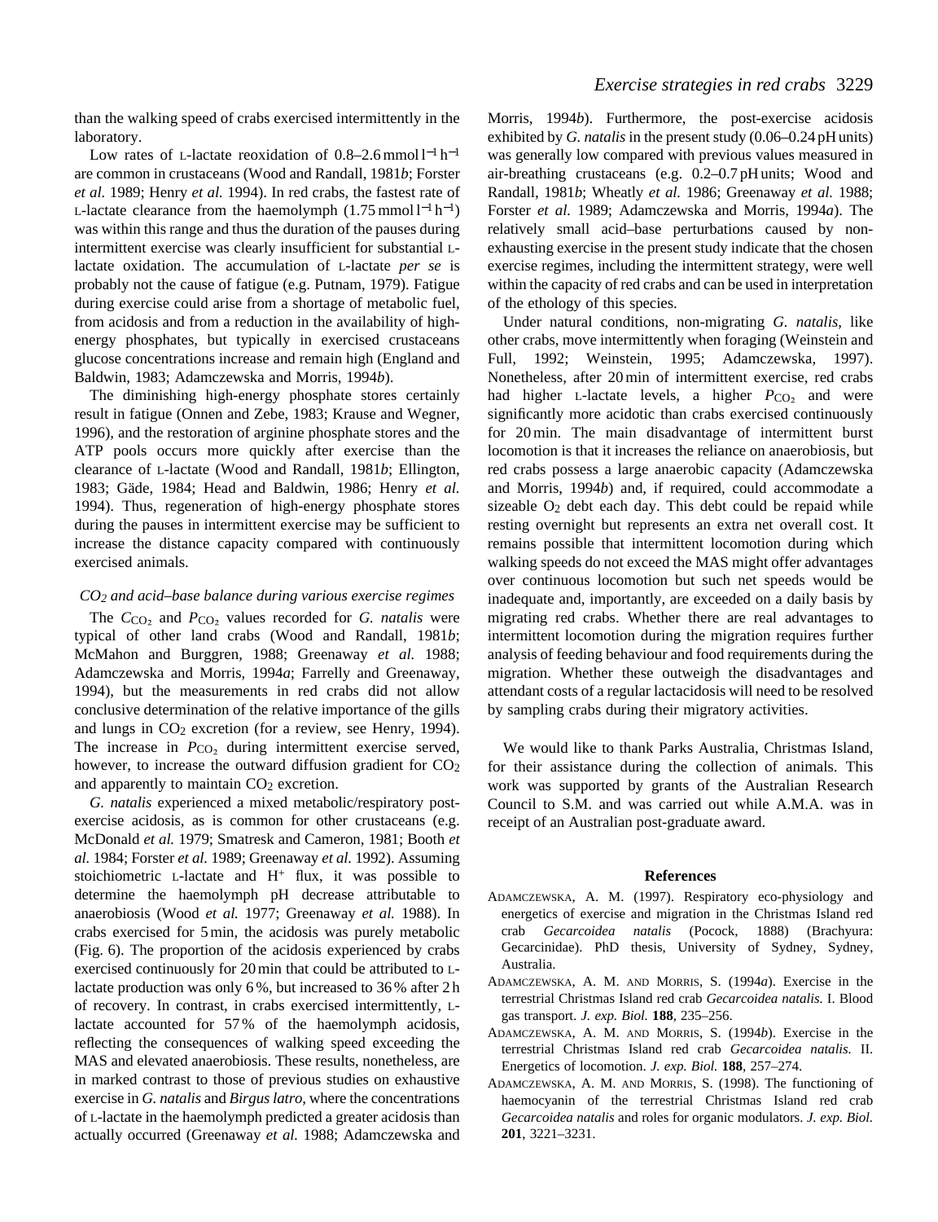than the walking speed of crabs exercised intermittently in the laboratory.

Low rates of L-lactate reoxidation of 0.8–2.6 mmol $l^{-1}$ $h^{-1}$ are common in crustaceans (Wood and Randall, 1981*b*; Forster *et al.* 1989; Henry *et al.* 1994). In red crabs, the fastest rate of L-lactate clearance from the haemolymph (1.75 mmol $l^{-1}$ $h^{-1}$) was within this range and thus the duration of the pauses during intermittent exercise was clearly insufficient for substantial L-lactate oxidation. The accumulation of L-lactate *per se* is probably not the cause of fatigue (e.g. Putnam, 1979). Fatigue during exercise could arise from a shortage of metabolic fuel, from acidosis and from a reduction in the availability of high-energy phosphates, but typically in exercised crustaceans glucose concentrations increase and remain high (England and Baldwin, 1983; Adamczewska and Morris, 1994*b*).

The diminishing high-energy phosphate stores certainly result in fatigue (Onnen and Zebe, 1983; Krause and Wegner, 1996), and the restoration of arginine phosphate stores and the ATP pools occurs more quickly after exercise than the clearance of L-lactate (Wood and Randall, 1981*b*; Ellington, 1983; Gäde, 1984; Head and Baldwin, 1986; Henry *et al.* 1994). Thus, regeneration of high-energy phosphate stores during the pauses in intermittent exercise may be sufficient to increase the distance capacity compared with continuously exercised animals.

### *$CO_2$ and acid–base balance during various exercise regimes*

The $C_{CO_2}$ and $P_{CO_2}$ values recorded for *G. natalis* were typical of other land crabs (Wood and Randall, 1981*b*; McMahon and Burggren, 1988; Greenaway *et al.* 1988; Adamczewska and Morris, 1994*a*; Farrelly and Greenaway, 1994), but the measurements in red crabs did not allow conclusive determination of the relative importance of the gills and lungs in $CO_2$ excretion (for a review, see Henry, 1994). The increase in $P_{CO_2}$ during intermittent exercise served, however, to increase the outward diffusion gradient for $CO_2$ and apparently to maintain $CO_2$ excretion.

*G. natalis* experienced a mixed metabolic/respiratory post-exercise acidosis, as is common for other crustaceans (e.g. McDonald *et al.* 1979; Smatresk and Cameron, 1981; Booth *et al.* 1984; Forster *et al.* 1989; Greenaway *et al.* 1992). Assuming stoichiometric L-lactate and $H^+$ flux, it was possible to determine the haemolymph pH decrease attributable to anaerobiosis (Wood *et al.* 1977; Greenaway *et al.* 1988). In crabs exercised for 5 min, the acidosis was purely metabolic (Fig. 6). The proportion of the acidosis experienced by crabs exercised continuously for 20 min that could be attributed to L-lactate production was only 6 %, but increased to 36 % after 2 h of recovery. In contrast, in crabs exercised intermittently, L-lactate accounted for 57 % of the haemolymph acidosis, reflecting the consequences of walking speed exceeding the MAS and elevated anaerobiosis. These results, nonetheless, are in marked contrast to those of previous studies on exhaustive exercise in *G. natalis* and *Birgus latro*, where the concentrations of L-lactate in the haemolymph predicted a greater acidosis than actually occurred (Greenaway *et al.* 1988; Adamczewska and Morris, 1994*b*). Furthermore, the post-exercise acidosis exhibited by *G. natalis* in the present study (0.06–0.24 pH units) was generally low compared with previous values measured in air-breathing crustaceans (e.g. 0.2–0.7 pH units; Wood and Randall, 1981*b*; Wheatly *et al.* 1986; Greenaway *et al.* 1988; Forster *et al.* 1989; Adamczewska and Morris, 1994*a*). The relatively small acid–base perturbations caused by non-exhausting exercise in the present study indicate that the chosen exercise regimes, including the intermittent strategy, were well within the capacity of red crabs and can be used in interpretation of the ethology of this species.

Under natural conditions, non-migrating *G. natalis*, like other crabs, move intermittently when foraging (Weinstein and Full, 1992; Weinstein, 1995; Adamczewska, 1997). Nonetheless, after 20 min of intermittent exercise, red crabs had higher L-lactate levels, a higher $P_{CO_2}$ and were significantly more acidotic than crabs exercised continuously for 20 min. The main disadvantage of intermittent burst locomotion is that it increases the reliance on anaerobiosis, but red crabs possess a large anaerobic capacity (Adamczewska and Morris, 1994*b*) and, if required, could accommodate a sizeable $O_2$ debt each day. This debt could be repaid while resting overnight but represents an extra net overall cost. It remains possible that intermittent locomotion during which walking speeds do not exceed the MAS might offer advantages over continuous locomotion but such net speeds would be inadequate and, importantly, are exceeded on a daily basis by migrating red crabs. Whether there are real advantages to intermittent locomotion during the migration requires further analysis of feeding behaviour and food requirements during the migration. Whether these outweigh the disadvantages and attendant costs of a regular lactacidosis will need to be resolved by sampling crabs during their migratory activities.

We would like to thank Parks Australia, Christmas Island, for their assistance during the collection of animals. This work was supported by grants of the Australian Research Council to S.M. and was carried out while A.M.A. was in receipt of an Australian post-graduate award.

## References

ADAMCZEWSKA, A. M. (1997). Respiratory eco-physiology and energetics of exercise and migration in the Christmas Island red crab *Gecarcoidea natalis* (Pocock, 1888) (Brachyura: Gecarcinidae). PhD thesis, University of Sydney, Sydney, Australia.

ADAMCZEWSKA, A. M. AND MORRIS, S. (1994*a*). Exercise in the terrestrial Christmas Island red crab *Gecarcoidea natalis*. I. Blood gas transport. *J. exp. Biol.* **188**, 235–256.

ADAMCZEWSKA, A. M. AND MORRIS, S. (1994*b*). Exercise in the terrestrial Christmas Island red crab *Gecarcoidea natalis*. II. Energetics of locomotion. *J. exp. Biol.* **188**, 257–274.

ADAMCZEWSKA, A. M. AND MORRIS, S. (1998). The functioning of haemocyanin of the terrestrial Christmas Island red crab *Gecarcoidea natalis* and roles for organic modulators. *J. exp. Biol.* **201**, 3221–3231.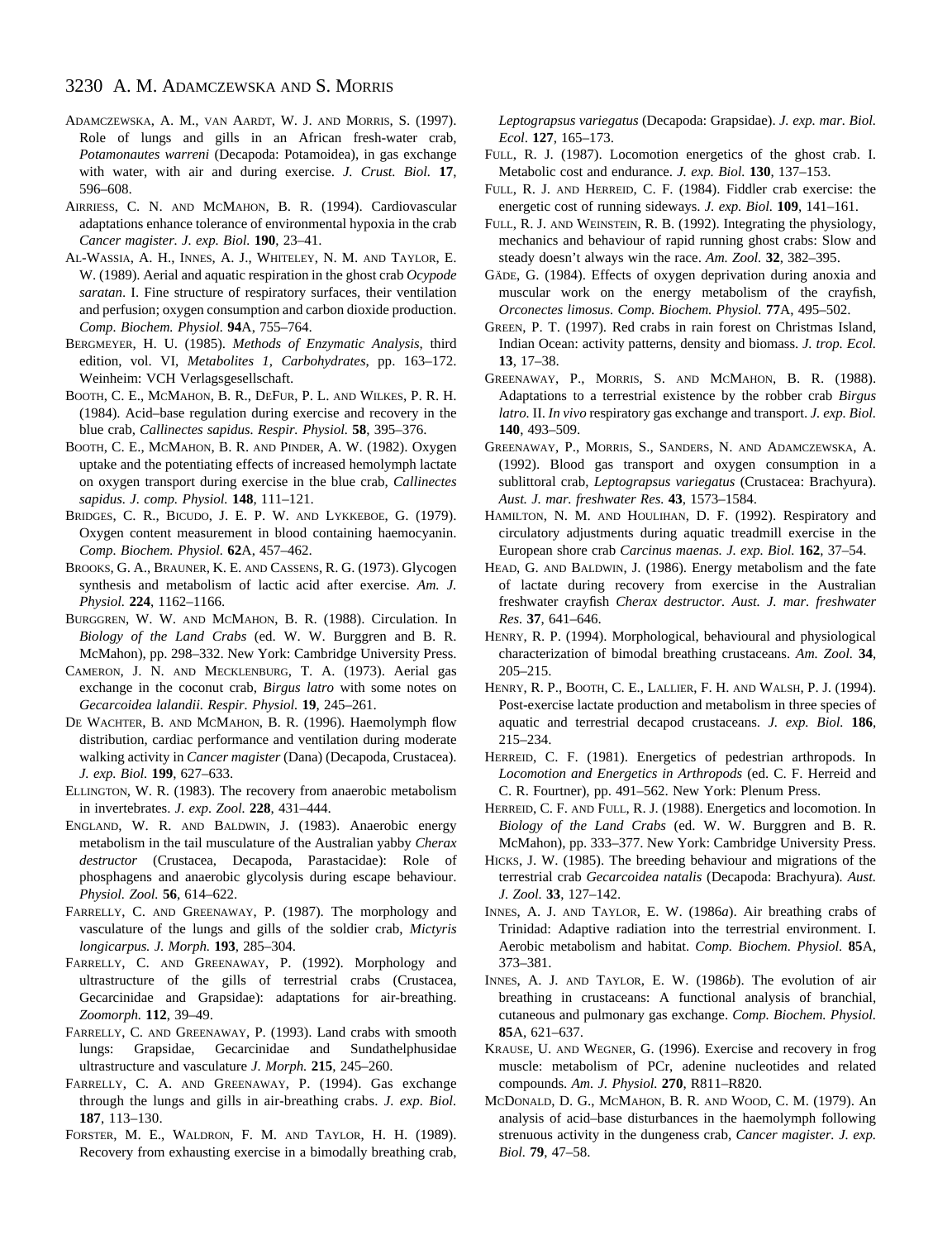Adamczewska, A. M., van Aardt, W. J. and Morris, S. (1997). Role of lungs and gills in an African fresh-water crab, *Potamonautes warreni* (Decapoda: Potamoidea), in gas exchange with water, with air and during exercise. *J. Crust. Biol.* **17**, 596–608.

Airriess, C. N. and McMahon, B. R. (1994). Cardiovascular adaptations enhance tolerance of environmental hypoxia in the crab *Cancer magister*. *J. exp. Biol.* **190**, 23–41.

Al-Wassia, A. H., Innes, A. J., Whiteley, N. M. and Taylor, E. W. (1989). Aerial and aquatic respiration in the ghost crab *Ocypode saratan*. I. Fine structure of respiratory surfaces, their ventilation and perfusion; oxygen consumption and carbon dioxide production. *Comp. Biochem. Physiol.* **94**A, 755–764.

Bergmeyer, H. U. (1985). *Methods of Enzymatic Analysis*, third edition, vol. VI, *Metabolites 1, Carbohydrates*, pp. 163–172. Weinheim: VCH Verlagsgesellschaft.

Booth, C. E., McMahon, B. R., DeFur, P. L. and Wilkes, P. R. H. (1984). Acid–base regulation during exercise and recovery in the blue crab, *Callinectes sapidus*. *Respir. Physiol.* **58**, 395–376.

Booth, C. E., McMahon, B. R. and Pinder, A. W. (1982). Oxygen uptake and the potentiating effects of increased hemolymph lactate on oxygen transport during exercise in the blue crab, *Callinectes sapidus*. *J. comp. Physiol.* **148**, 111–121.

Bridges, C. R., Bicudo, J. E. P. W. and Lykkeboe, G. (1979). Oxygen content measurement in blood containing haemocyanin. *Comp. Biochem. Physiol.* **62**A, 457–462.

Brooks, G. A., Brauner, K. E. and Cassens, R. G. (1973). Glycogen synthesis and metabolism of lactic acid after exercise. *Am. J. Physiol.* **224**, 1162–1166.

Burggren, W. W. and McMahon, B. R. (1988). Circulation. In *Biology of the Land Crabs* (ed. W. W. Burggren and B. R. McMahon), pp. 298–332. New York: Cambridge University Press.

Cameron, J. N. and Mecklenburg, T. A. (1973). Aerial gas exchange in the coconut crab, *Birgus latro* with some notes on *Gecarcoidea lalandii*. *Respir. Physiol.* **19**, 245–261.

De Wachter, B. and McMahon, B. R. (1996). Haemolymph flow distribution, cardiac performance and ventilation during moderate walking activity in *Cancer magister* (Dana) (Decapoda, Crustacea). *J. exp. Biol.* **199**, 627–633.

Ellington, W. R. (1983). The recovery from anaerobic metabolism in invertebrates. *J. exp. Zool.* **228**, 431–444.

England, W. R. and Baldwin, J. (1983). Anaerobic energy metabolism in the tail musculature of the Australian yabby *Cherax destructor* (Crustacea, Decapoda, Parastacidae): Role of phosphagens and anaerobic glycolysis during escape behaviour. *Physiol. Zool.* **56**, 614–622.

Farrelly, C. and Greenaway, P. (1987). The morphology and vasculature of the lungs and gills of the soldier crab, *Mictyris longicarpus*. *J. Morph.* **193**, 285–304.

Farrelly, C. and Greenaway, P. (1992). Morphology and ultrastructure of the gills of terrestrial crabs (Crustacea, Gecarcinidae and Grapsidae): adaptations for air-breathing. *Zoomorph.* **112**, 39–49.

Farrelly, C. and Greenaway, P. (1993). Land crabs with smooth lungs: Grapsidae, Gecarcinidae and Sundathelphusidae ultrastructure and vasculature *J. Morph.* **215**, 245–260.

Farrelly, C. A. and Greenaway, P. (1994). Gas exchange through the lungs and gills in air-breathing crabs. *J. exp. Biol.* **187**, 113–130.

Forster, M. E., Waldron, F. M. and Taylor, H. H. (1989). Recovery from exhausting exercise in a bimodally breathing crab, *Leptograpsus variegatus* (Decapoda: Grapsidae). *J. exp. mar. Biol. Ecol.* **127**, 165–173.

Full, R. J. (1987). Locomotion energetics of the ghost crab. I. Metabolic cost and endurance. *J. exp. Biol.* **130**, 137–153.

Full, R. J. and Herreid, C. F. (1984). Fiddler crab exercise: the energetic cost of running sideways. *J. exp. Biol.* **109**, 141–161.

Full, R. J. and Weinstein, R. B. (1992). Integrating the physiology, mechanics and behaviour of rapid running ghost crabs: Slow and steady doesn't always win the race. *Am. Zool.* **32**, 382–395.

Gäde, G. (1984). Effects of oxygen deprivation during anoxia and muscular work on the energy metabolism of the crayfish, *Orconectes limosus*. *Comp. Biochem. Physiol.* **77**A, 495–502.

Green, P. T. (1997). Red crabs in rain forest on Christmas Island, Indian Ocean: activity patterns, density and biomass. *J. trop. Ecol.* **13**, 17–38.

Greenaway, P., Morris, S. and McMahon, B. R. (1988). Adaptations to a terrestrial existence by the robber crab *Birgus latro*. II. *In vivo* respiratory gas exchange and transport. *J. exp. Biol.* **140**, 493–509.

Greenaway, P., Morris, S., Sanders, N. and Adamczewska, A. (1992). Blood gas transport and oxygen consumption in a sublittoral crab, *Leptograpsus variegatus* (Crustacea: Brachyura). *Aust. J. mar. freshwater Res.* **43**, 1573–1584.

Hamilton, N. M. and Houlihan, D. F. (1992). Respiratory and circulatory adjustments during aquatic treadmill exercise in the European shore crab *Carcinus maenas*. *J. exp. Biol.* **162**, 37–54.

Head, G. and Baldwin, J. (1986). Energy metabolism and the fate of lactate during recovery from exercise in the Australian freshwater crayfish *Cherax destructor*. *Aust. J. mar. freshwater Res.* **37**, 641–646.

Henry, R. P. (1994). Morphological, behavioural and physiological characterization of bimodal breathing crustaceans. *Am. Zool.* **34**, 205–215.

Henry, R. P., Booth, C. E., Lallier, F. H. and Walsh, P. J. (1994). Post-exercise lactate production and metabolism in three species of aquatic and terrestrial decapod crustaceans. *J. exp. Biol.* **186**, 215–234.

Herreid, C. F. (1981). Energetics of pedestrian arthropods. In *Locomotion and Energetics in Arthropods* (ed. C. F. Herreid and C. R. Fourtner), pp. 491–562. New York: Plenum Press.

Herreid, C. F. and Full, R. J. (1988). Energetics and locomotion. In *Biology of the Land Crabs* (ed. W. W. Burggren and B. R. McMahon), pp. 333–377. New York: Cambridge University Press.

Hicks, J. W. (1985). The breeding behaviour and migrations of the terrestrial crab *Gecarcoidea natalis* (Decapoda: Brachyura). *Aust. J. Zool.* **33**, 127–142.

Innes, A. J. and Taylor, E. W. (1986*a*). Air breathing crabs of Trinidad: Adaptive radiation into the terrestrial environment. I. Aerobic metabolism and habitat. *Comp. Biochem. Physiol.* **85**A, 373–381.

Innes, A. J. and Taylor, E. W. (1986*b*). The evolution of air breathing in crustaceans: A functional analysis of branchial, cutaneous and pulmonary gas exchange. *Comp. Biochem. Physiol.* **85**A, 621–637.

Krause, U. and Wegner, G. (1996). Exercise and recovery in frog muscle: metabolism of PCr, adenine nucleotides and related compounds. *Am. J. Physiol.* **270**, R811–R820.

McDonald, D. G., McMahon, B. R. and Wood, C. M. (1979). An analysis of acid–base disturbances in the haemolymph following strenuous activity in the dungeness crab, *Cancer magister*. *J. exp. Biol.* **79**, 47–58.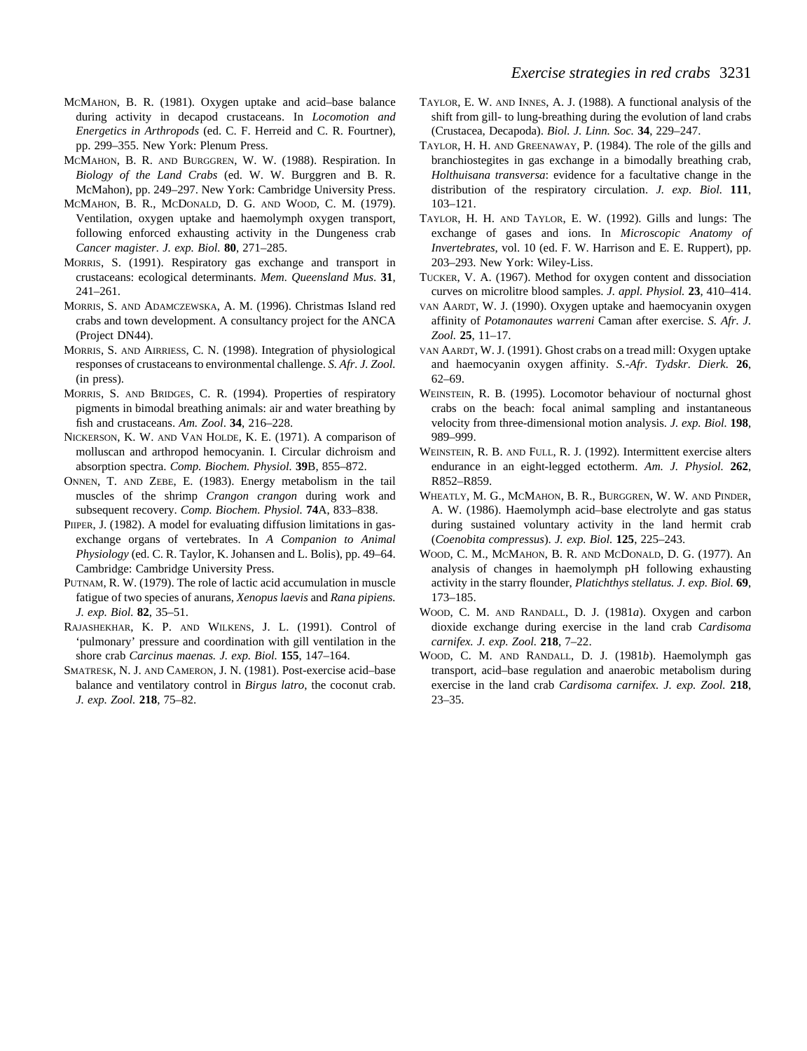McMahon, B. R. (1981). Oxygen uptake and acid–base balance during activity in decapod crustaceans. In *Locomotion and Energetics in Arthropods* (ed. C. F. Herreid and C. R. Fourtner), pp. 299–355. New York: Plenum Press.

McMahon, B. R. and Burggren, W. W. (1988). Respiration. In *Biology of the Land Crabs* (ed. W. W. Burggren and B. R. McMahon), pp. 249–297. New York: Cambridge University Press.

McMahon, B. R., McDonald, D. G. and Wood, C. M. (1979). Ventilation, oxygen uptake and haemolymph oxygen transport, following enforced exhausting activity in the Dungeness crab *Cancer magister*. *J. exp. Biol.* **80**, 271–285.

Morris, S. (1991). Respiratory gas exchange and transport in crustaceans: ecological determinants. *Mem. Queensland Mus.* **31**, 241–261.

Morris, S. and Adamczewska, A. M. (1996). Christmas Island red crabs and town development. A consultancy project for the ANCA (Project DN44).

Morris, S. and Airriess, C. N. (1998). Integration of physiological responses of crustaceans to environmental challenge. *S. Afr. J. Zool.* (in press).

Morris, S. and Bridges, C. R. (1994). Properties of respiratory pigments in bimodal breathing animals: air and water breathing by fish and crustaceans. *Am. Zool*. **34**, 216–228.

Nickerson, K. W. and Van Holde, K. E. (1971). A comparison of molluscan and arthropod hemocyanin. I. Circular dichroism and absorption spectra. *Comp. Biochem. Physiol.* **39**B, 855–872.

Onnen, T. and Zebe, E. (1983). Energy metabolism in the tail muscles of the shrimp *Crangon crangon* during work and subsequent recovery. *Comp. Biochem. Physiol.* **74**A, 833–838.

Piiper, J. (1982). A model for evaluating diffusion limitations in gas-exchange organs of vertebrates. In *A Companion to Animal Physiology* (ed. C. R. Taylor, K. Johansen and L. Bolis), pp. 49–64. Cambridge: Cambridge University Press.

Putnam, R. W. (1979). The role of lactic acid accumulation in muscle fatigue of two species of anurans, *Xenopus laevis* and *Rana pipiens*. *J. exp. Biol.* **82**, 35–51.

Rajashekhar, K. P. and Wilkens, J. L. (1991). Control of 'pulmonary' pressure and coordination with gill ventilation in the shore crab *Carcinus maenas. J. exp. Biol.* **155**, 147–164.

Smatresk, N. J. and Cameron, J. N. (1981). Post-exercise acid–base balance and ventilatory control in *Birgus latro*, the coconut crab. *J. exp. Zool.* **218**, 75–82.

Taylor, E. W. and Innes, A. J. (1988). A functional analysis of the shift from gill- to lung-breathing during the evolution of land crabs (Crustacea, Decapoda). *Biol. J. Linn. Soc.* **34**, 229–247.

Taylor, H. H. and Greenaway, P. (1984). The role of the gills and branchiostegites in gas exchange in a bimodally breathing crab, *Holthuisana transversa*: evidence for a facultative change in the distribution of the respiratory circulation. *J. exp. Biol.* **111**, 103–121.

Taylor, H. H. and Taylor, E. W. (1992). Gills and lungs: The exchange of gases and ions. In *Microscopic Anatomy of Invertebrates*, vol. 10 (ed. F. W. Harrison and E. E. Ruppert), pp. 203–293. New York: Wiley-Liss.

Tucker, V. A. (1967). Method for oxygen content and dissociation curves on microlitre blood samples. *J. appl. Physiol.* **23**, 410–414.

van Aardt, W. J. (1990). Oxygen uptake and haemocyanin oxygen affinity of *Potamonautes warreni* Caman after exercise. *S. Afr. J. Zool.* **25**, 11–17.

van Aardt, W. J. (1991). Ghost crabs on a tread mill: Oxygen uptake and haemocyanin oxygen affinity. *S.-Afr. Tydskr. Dierk.* **26**, 62–69.

Weinstein, R. B. (1995). Locomotor behaviour of nocturnal ghost crabs on the beach: focal animal sampling and instantaneous velocity from three-dimensional motion analysis. *J. exp. Biol.* **198**, 989–999.

Weinstein, R. B. and Full, R. J. (1992). Intermittent exercise alters endurance in an eight-legged ectotherm. *Am. J. Physiol.* **262**, R852–R859.

Wheatly, M. G., McMahon, B. R., Burggren, W. W. and Pinder, A. W. (1986). Haemolymph acid–base electrolyte and gas status during sustained voluntary activity in the land hermit crab (*Coenobita compressus*). *J. exp. Biol.* **125**, 225–243.

Wood, C. M., McMahon, B. R. and McDonald, D. G. (1977). An analysis of changes in haemolymph pH following exhausting activity in the starry flounder, *Platichthys stellatus. J. exp. Biol.* **69**, 173–185.

Wood, C. M. and Randall, D. J. (1981*a*). Oxygen and carbon dioxide exchange during exercise in the land crab *Cardisoma carnifex*. *J. exp. Zool.* **218**, 7–22.

Wood, C. M. and Randall, D. J. (1981*b*). Haemolymph gas transport, acid–base regulation and anaerobic metabolism during exercise in the land crab *Cardisoma carnifex*. *J. exp. Zool.* **218**, 23–35.